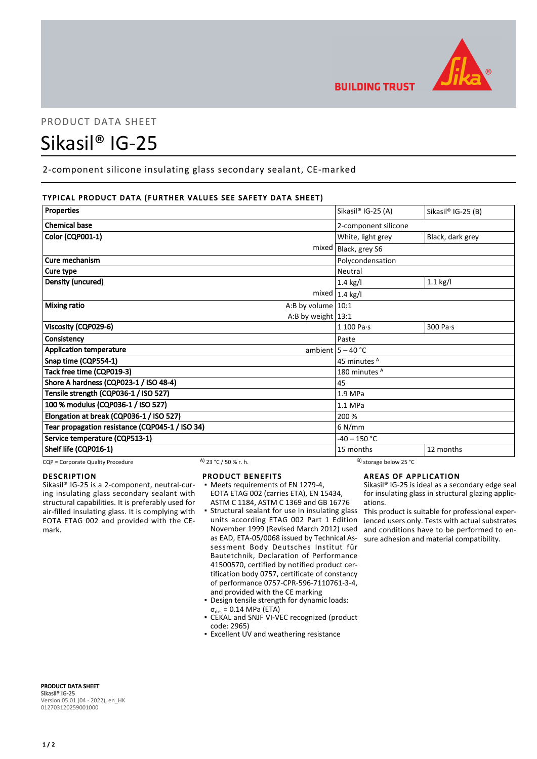BUILDING TRUST

PRODUCT DATA SHEET

# Sikasil® IG-25

2-component silicone insulating glass secondary sealant, CE-marked

## TYPICAL PRODUCT DATA (FURTHER VALUES SEE SAFETY DATA SHEET)

| Properties | | Sikasil® IG-25 (A) | Sikasil® IG-25 (B) |
|---|---|---|---|
| Chemical base | | 2-component silicone | |
| Color (CQP001-1) | | White, light grey | Black, dark grey |
| | mixed | Black, grey S6 | |
| Cure mechanism | | Polycondensation | |
| Cure type | | Neutral | |
| Density (uncured) | | 1.4 kg/l | 1.1 kg/l |
| | mixed | 1.4 kg/l | |
| Mixing ratio | A:B by volume | 10:1 | |
| | A:B by weight | 13:1 | |
| Viscosity (CQP029-6) | | 1 100 Pa·s | 300 Pa·s |
| Consistency | | Paste | |
| Application temperature | ambient | 5 – 40 °C | |
| Snap time (CQP554-1) | | 45 minutes [A] | |
| Tack free time (CQP019-3) | | 180 minutes [A] | |
| Shore A hardness (CQP023-1 / ISO 48-4) | | 45 | |
| Tensile strength (CQP036-1 / ISO 527) | | 1.9 MPa | |
| 100 % modulus (CQP036-1 / ISO 527) | | 1.1 MPa | |
| Elongation at break (CQP036-1 / ISO 527) | | 200 % | |
| Tear propagation resistance (CQP045-1 / ISO 34) | | 6 N/mm | |
| Service temperature (CQP513-1) | | -40 – 150 °C | |
| Shelf life (CQP016-1) | | 15 months | 12 months |

CQP = Corporate Quality Procedure A) 23 °C / 50 % r. h. B) storage below 25 °C

## DESCRIPTION

Sikasil® IG-25 is a 2-component, neutral-curing insulating glass secondary sealant with structural capabilities. It is preferably used for air-filled insulating glass. It is complying with EOTA ETAG 002 and provided with the CE-mark.

## PRODUCT BENEFITS

- Meets requirements of EN 1279-4, EOTA ETAG 002 (carries ETA), EN 15434, ASTM C 1184, ASTM C 1369 and GB 16776
- Structural sealant for use in insulating glass units according ETAG 002 Part 1 Edition November 1999 (Revised March 2012) used as EAD, ETA-05/0068 issued by Technical Assessment Body Deutsches Institut für Bautetchnik, Declaration of Performance 41500570, certified by notified product certification body 0757, certificate of constancy of performance 0757-CPR-596-7110761-3-4, and provided with the CE marking
- Design tensile strength for dynamic loads: $\sigma_{des}$ = 0.14 MPa (ETA)
- CEKAL and SNJF VI-VEC recognized (product code: 2965)
- Excellent UV and weathering resistance

## AREAS OF APPLICATION

Sikasil® IG-25 is ideal as a secondary edge seal for insulating glass in structural glazing applications.

This product is suitable for professional experienced users only. Tests with actual substrates and conditions have to be performed to ensure adhesion and material compatibility.

**PRODUCT DATA SHEET**
**Sikasil® IG-25**
Version 05.01 (04 - 2022), en_HK
012703120259001000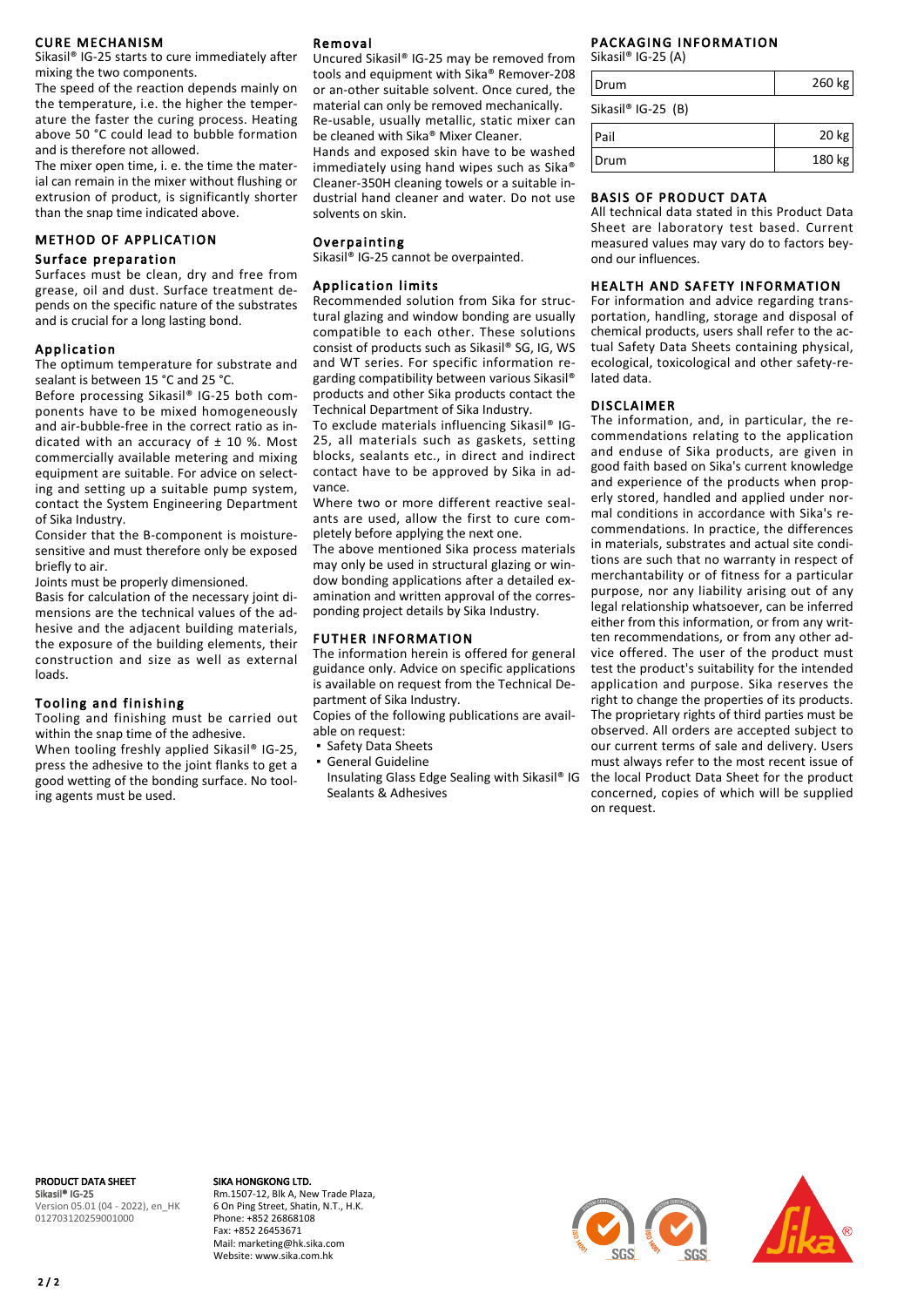## CURE MECHANISM

Sikasil® IG-25 starts to cure immediately after mixing the two components.

The speed of the reaction depends mainly on the temperature, i.e. the higher the temperature the faster the curing process. Heating above 50 °C could lead to bubble formation and is therefore not allowed.

The mixer open time, i. e. the time the material can remain in the mixer without flushing or extrusion of product, is significantly shorter than the snap time indicated above.

## METHOD OF APPLICATION

### Surface preparation

Surfaces must be clean, dry and free from grease, oil and dust. Surface treatment depends on the specific nature of the substrates and is crucial for a long lasting bond.

### Application

The optimum temperature for substrate and sealant is between 15 °C and 25 °C.

Before processing Sikasil® IG-25 both components have to be mixed homogeneously and air-bubble-free in the correct ratio as indicated with an accuracy of ± 10 %. Most commercially available metering and mixing equipment are suitable. For advice on selecting and setting up a suitable pump system, contact the System Engineering Department of Sika Industry.

Consider that the B-component is moisture-sensitive and must therefore only be exposed briefly to air.

Joints must be properly dimensioned.

Basis for calculation of the necessary joint dimensions are the technical values of the adhesive and the adjacent building materials, the exposure of the building elements, their construction and size as well as external loads.

### Tooling and finishing

Tooling and finishing must be carried out within the snap time of the adhesive.

When tooling freshly applied Sikasil® IG-25, press the adhesive to the joint flanks to get a good wetting of the bonding surface. No tooling agents must be used.

### Removal

Uncured Sikasil® IG-25 may be removed from tools and equipment with Sika® Remover-208 or an-other suitable solvent. Once cured, the material can only be removed mechanically.

Re-usable, usually metallic, static mixer can be cleaned with Sika® Mixer Cleaner.

Hands and exposed skin have to be washed immediately using hand wipes such as Sika® Cleaner-350H cleaning towels or a suitable industrial hand cleaner and water. Do not use solvents on skin.

### Overpainting

Sikasil® IG-25 cannot be overpainted.

### Application limits

Recommended solution from Sika for structural glazing and window bonding are usually compatible to each other. These solutions consist of products such as Sikasil® SG, IG, WS and WT series. For specific information regarding compatibility between various Sikasil® products and other Sika products contact the Technical Department of Sika Industry.

To exclude materials influencing Sikasil® IG-25, all materials such as gaskets, setting blocks, sealants etc., in direct and indirect contact have to be approved by Sika in advance.

Where two or more different reactive sealants are used, allow the first to cure completely before applying the next one.

The above mentioned Sika process materials may only be used in structural glazing or window bonding applications after a detailed examination and written approval of the corresponding project details by Sika Industry.

## FUTHER INFORMATION

The information herein is offered for general guidance only. Advice on specific applications is available on request from the Technical Department of Sika Industry.

Copies of the following publications are available on request:

- Safety Data Sheets
- General Guideline
  Insulating Glass Edge Sealing with Sikasil® IG Sealants & Adhesives

## PACKAGING INFORMATION

Sikasil® IG-25 (A)

| | |
|---|---|
| Drum | 260 kg |

Sikasil® IG-25 (B)

| | |
|---|---|
| Pail | 20 kg |
| Drum | 180 kg |

## BASIS OF PRODUCT DATA

All technical data stated in this Product Data Sheet are laboratory test based. Current measured values may vary do to factors beyond our influences.

## HEALTH AND SAFETY INFORMATION

For information and advice regarding transportation, handling, storage and disposal of chemical products, users shall refer to the actual Safety Data Sheets containing physical, ecological, toxicological and other safety-related data.

## DISCLAIMER

The information, and, in particular, the recommendations relating to the application and enduse of Sika products, are given in good faith based on Sika's current knowledge and experience of the products when properly stored, handled and applied under normal conditions in accordance with Sika's recommendations. In practice, the differences in materials, substrates and actual site conditions are such that no warranty in respect of merchantability or of fitness for a particular purpose, nor any liability arising out of any legal relationship whatsoever, can be inferred either from this information, or from any written recommendations, or from any other advice offered. The user of the product must test the product's suitability for the intended application and purpose. Sika reserves the right to change the properties of its products. The proprietary rights of third parties must be observed. All orders are accepted subject to our current terms of sale and delivery. Users must always refer to the most recent issue of the local Product Data Sheet for the product concerned, copies of which will be supplied on request.

**PRODUCT DATA SHEET**
**Sikasil® IG-25**
Version 05.01 (04 - 2022), en_HK
012703120259001000

**SIKA HONGKONG LTD.**
Rm.1507-12, Blk A, New Trade Plaza,
6 On Ping Street, Shatin, N.T., H.K.
Phone: +852 26868108
Fax: +852 26453671
Mail: marketing@hk.sika.com
Website: www.sika.com.hk